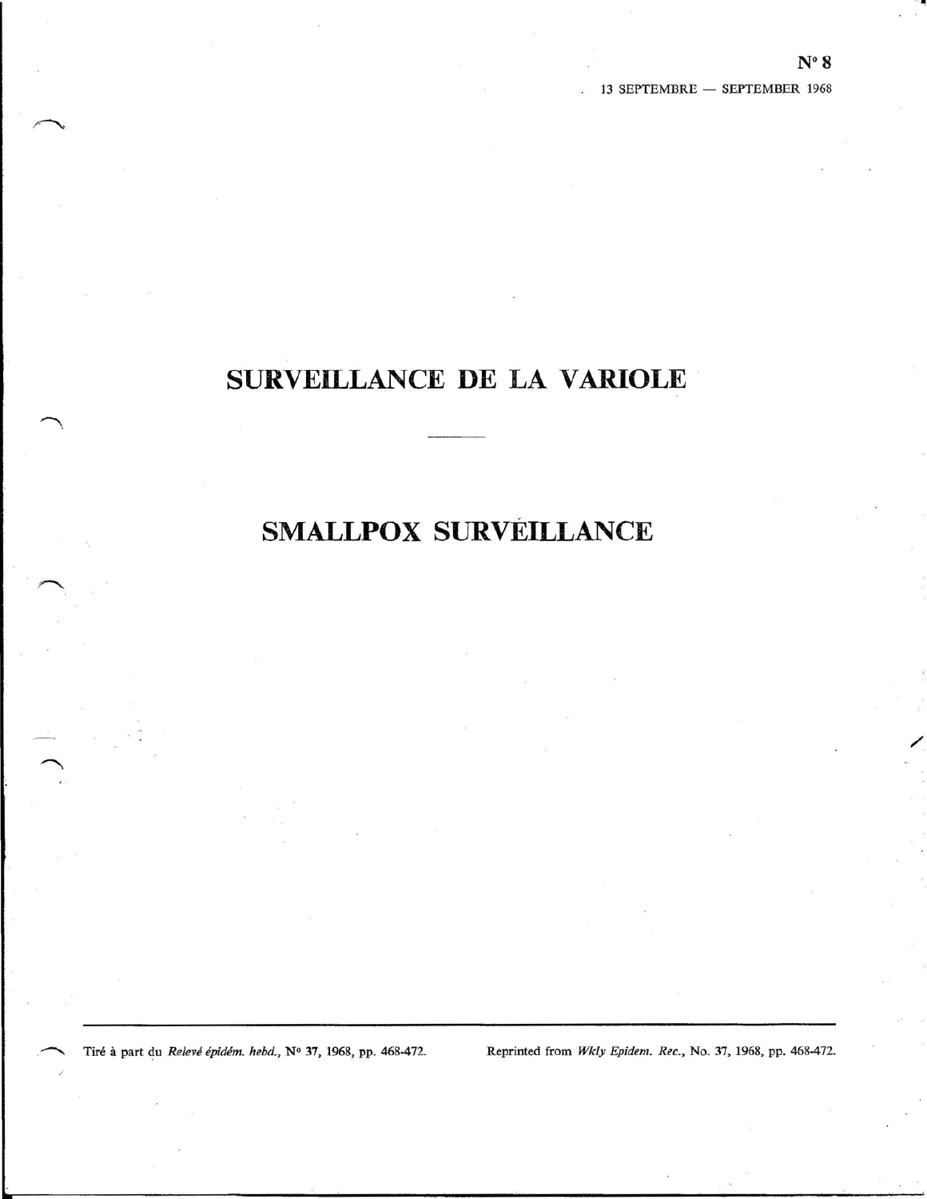N° 8

13 SEPTEMBRE — SEPTEMBER 1968

# SURVEILLANCE DE LA VARIOLE

# SMALLPOX SURVEILLANCE

Tiré à part du *Relevé épidém. hebd.*, N° 37, 1968, pp. 468-472.

Reprinted from *Wkly Epidem. Rec.*, No. 37, 1968, pp. 468-472.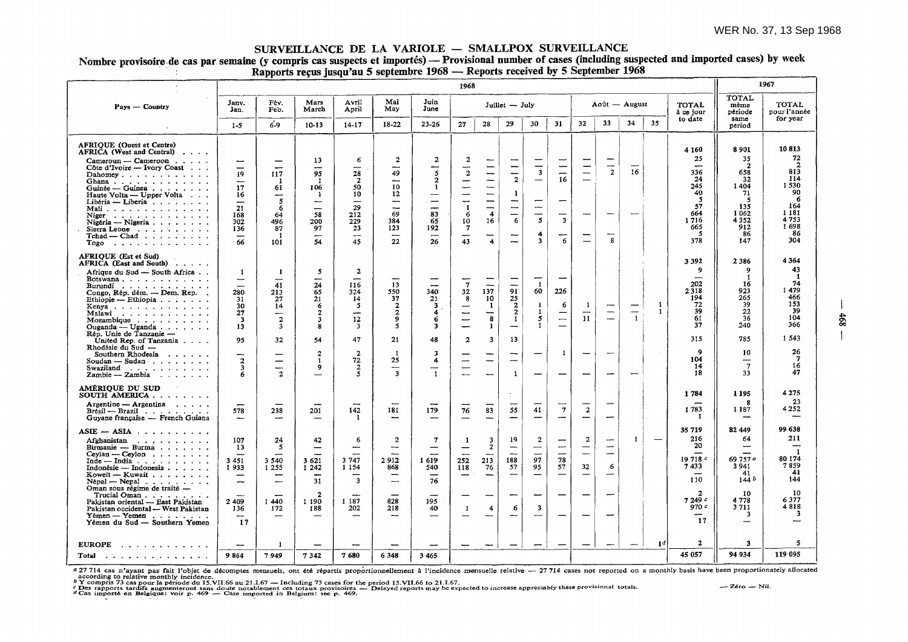# SURVEILLANCE DE LA VARIOLE — SMALLPOX SURVEILLANCE

**Nombre provisoire de cas par semaine (y compris cas suspects et importés) — Provisional number of cases (including suspected and imported cases) by week**

**Rapports reçus jusqu'au 5 septembre 1968 — Reports received by 5 September 1968**

| Pays — Country | 1968 | | | | | | | | | | | | | | | | 1967 | |
|---|---|---|---|---|---|---|---|---|---|---|---|---|---|---|---|---|---|---|
| | Janv. Jan. | Fév. Feb. | Mars March | Avril April | Mai May | Juin June | Juillet — July | | | | | Août — August | | | | TOTAL à ce jour to date | TOTAL même période same period | TOTAL pour l'année for year |
| | 1-5 | 6-9 | 10-13 | 14-17 | 18-22 | 23-26 | 27 | 28 | 29 | 30 | 31 | 32 | 33 | 34 | 35 | | | |
| **AFRIQUE (Ouest et Centre) AFRICA (West and Central)** | | | | | | | | | | | | | | | | 4 160 | 8 901 | 10 813 |
| Cameroun — Cameroon | — | — | 13 | 6 | 2 | 2 | 2 | — | — | — | — | — | — | | | 25 | 35 | 72 |
| Côte d'Ivoire — Ivory Coast | — | — | — | — | — | — | — | — | — | — | — | — | — | — | | — | 2 | 2 |
| Dahomey | 19 | 117 | 95 | 28 | 49 | 5 | 2 | — | — | 3 | — | — | 2 | 16 | | 336 | 658 | 813 |
| Ghana | — | 1 | 1 | 2 | — | 2 | — | — | 2 | — | 16 | — | | | | 24 | 32 | 114 |
| Guinée — Guinea | 17 | 61 | 106 | 50 | 10 | 1 | — | — | | | | | | | | 245 | 1 404 | 1 530 |
| Haute Volta — Upper Volta | 16 | — | 1 | 10 | 12 | — | — | — | 1 | | | | | | | 40 | 71 | 90 |
| Libéria — Liberia | — | 5 | — | — | — | — | — | — | — | — | — | | | | | 5 | 5 | 6 |
| Mali | 21 | 6 | — | 29 | — | — | 1 | — | — | — | | | | | | 57 | 135 | 164 |
| Niger | 168 | 64 | 58 | 212 | 69 | 83 | 6 | 4 | — | — | — | — | — | — | | 664 | 1 062 | 1 181 |
| Nigéria — Nigeria | 302 | 496 | 200 | 229 | 384 | 65 | 10 | 16 | 6 | 5 | 3 | | | | | 1 716 | 4 352 | 4 753 |
| Sierra Leone | 136 | 87 | 97 | 23 | 123 | 192 | 7 | | | | | | | | | 665 | 912 | 1 698 |
| Tchad — Chad | — | 1 | — | — | — | — | — | — | — | 4 | — | — | — | | | 5 | 86 | 86 |
| Togo | 66 | 101 | 54 | 45 | 22 | 26 | 43 | 4 | — | 3 | 6 | — | 8 | | | 378 | 147 | 304 |
| **AFRIQUE (Est et Sud) AFRICA (East and South)** | | | | | | | | | | | | | | | | 3 392 | 2 386 | 4 364 |
| Afrique du Sud — South Africa | 1 | 1 | 5 | 2 | | | | | | | | | | | | 9 | 9 | 43 |
| Botswana | — | — | — | — | — | — | — | — | — | — | — | | | | | — | 1 | 1 |
| Burundi | — | 41 | 24 | 116 | 13 | — | 7 | — | — | 1 | — | | | | | 202 | 16 | 74 |
| Congo, Rép. dém. — Dem. Rep. | 280 | 213 | 65 | 324 | 550 | 340 | 32 | 137 | 91 | 60 | 226 | | | | | 2 318 | 923 | 1 479 |
| Ethiopie — Ethiopia | 31 | 27 | 21 | 14 | 37 | 21 | 8 | 10 | 25 | | | | | | | 194 | 265 | 466 |
| Kenya | 30 | 14 | 6 | 5 | 2 | 3 | — | 1 | 2 | 1 | 6 | 1 | — | — | 1 | 72 | 39 | 153 |
| Malawi | 27 | — | 2 | — | 2 | 4 | — | — | 2 | 1 | — | — | — | — | 1 | 39 | 22 | 39 |
| Mozambique | 3 | 2 | 3 | 12 | 9 | 6 | — | 8 | 1 | 5 | — | 11 | — | 1 | | 61 | 36 | 104 |
| Ouganda — Uganda | 13 | 3 | 8 | 3 | 5 | 3 | — | 1 | — | 1 | — | | | | | 37 | 240 | 366 |
| Rép. Unie de Tanzanie — United Rep. of Tanzania | 95 | 32 | 54 | 47 | 21 | 48 | 2 | 3 | 13 | | | | | | | 315 | 785 | 1 543 |
| Rhodésie du Sud — Southern Rhodesia | — | — | 2 | 2 | 1 | 3 | — | — | — | — | 1 | — | — | | | 9 | 10 | 26 |
| Soudan — Sudan | 2 | — | 1 | 72 | 25 | 4 | — | — | — | | | | | | | 104 | — | 7 |
| Swaziland | 3 | — | 9 | 2 | — | — | — | | | | | | | | | 14 | 7 | 16 |
| Zambie — Zambia | 6 | 2 | — | 5 | 3 | 1 | — | — | 1 | — | — | — | — | — | | 18 | 33 | 47 |
| **AMÉRIQUE DU SUD SOUTH AMERICA** | | | | | | | | | | | | | | | | 1 784 | 1 195 | 4 275 |
| Argentine — Argentina | — | — | — | — | — | — | — | — | — | — | — | — | — | | | — | 8 | 23 |
| Brésil — Brazil | 578 | 238 | 201 | 142 | 181 | 179 | 76 | 83 | 55 | 41 | 7 | 2 | | | | 1 783 | 1 187 | 4 252 |
| Guyane française — French Guiana | — | — | — | 1 | — | — | — | — | — | — | — | — | — | | | 1 | — | — |
| **ASIE — ASIA** | | | | | | | | | | | | | | | | 35 719 | 82 449 | 99 638 |
| Afghanistan | 107 | 24 | 42 | 6 | 2 | 7 | 1 | 3 | 19 | 2 | — | 2 | — | 1 | — | 216 | 64 | 211 |
| Birmanie — Burma | 13 | 5 | — | — | — | — | — | 2 | — | — | — | — | — | | | 20 | — | — |
| Ceylan — Ceylon | — | — | — | — | — | — | — | — | — | — | — | — | — | | | — | — | 1 |
| Inde — India | 3 451 | 3 540 | 3 621 | 3 747 | 2 912 | 1 619 | 252 | 213 | 188 | 97 | 78 | | | | | 19 718 [c] | 69 757 [a] | 80 174 |
| Indonésie — Indonesia | 1 933 | 1 255 | 1 242 | 1 154 | 868 | 540 | 118 | 76 | 57 | 95 | 57 | 32 | 6 | | | 7 433 | 3 941 | 7 859 |
| Koweït — Kuwait | — | — | — | — | — | — | — | — | — | — | — | — | — | | | — | 41 | 41 |
| Népal — Nepal | — | — | 31 | 3 | — | 76 | | | | | | | | | | 110 | 144 [b] | 144 |
| Oman sous régime de traité — Trucial Oman | — | — | 2 | — | — | — | — | — | — | — | — | — | — | | | 2 | 10 | 10 |
| Pakistan oriental — East Pakistan | 2 409 | 1 440 | 1 190 | 1 187 | 828 | 195 | | | | | | | | | | 7 249 [c] | 4 778 | 6 377 |
| Pakistan occidental — West Pakistan | 136 | 172 | 188 | 202 | 218 | 40 | 1 | 4 | 6 | 3 | | | | | | 970 [c] | 3 711 | 4 818 |
| Yémen — Yemen | — | — | — | — | — | — | — | — | — | — | — | — | — | | | — | 3 | 3 |
| Yémen du Sud — Southern Yemen | 1? | | | | | | | | | | | | | | | 1? | — | — |
| **EUROPE** | — | 1 | — | — | — | — | — | — | — | — | — | — | — | — | 1 [d] | 2 | 3 | 5 |
| **Total** | 9 864 | 7 949 | 7 342 | 7 680 | 6 348 | 3 465 | | | | | | | | | | 45 057 | 94 934 | 119 095 |

[a] 27 714 cas n'ayant pas fait l'objet de décomptes mensuels, ont été répartis proportionnellement à l'incidence mensuelle relative — 27 714 cases not reported on a monthly basis have been proportionately allocated according to relative monthly incidence.

[b] Y compris 73 cas pour la période du 15.VII.66 au 21.I.67 — Including 73 cases for the period 15.VII.66 to 21.I.67.

[c] Des rapports tardifs augmenteront sans doute notablement ces totaux provisoires — Delayed reports may be expected to increase appreciably these provisional totals.

[d] Cas importé en Belgique: voir p. 469 — Case imported in Belgium: see p. 469.

— Zéro — Nil.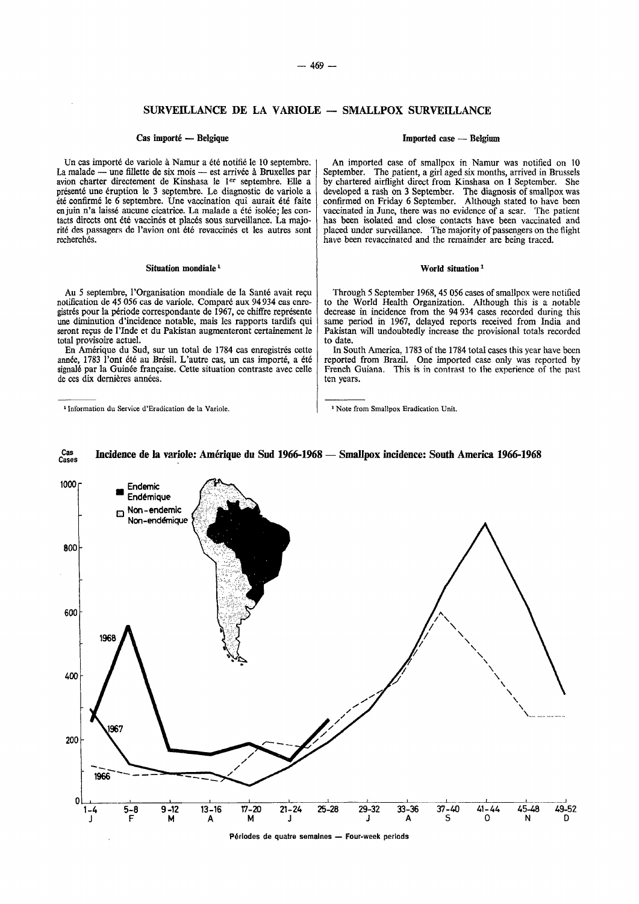# SURVEILLANCE DE LA VARIOLE — SMALLPOX SURVEILLANCE

### Cas importé — Belgique

Un cas importé de variole à Namur a été notifié le 10 septembre. La malade — une fillette de six mois — est arrivée à Bruxelles par avion charter directement de Kinshasa le 1er septembre. Elle a présenté une éruption le 3 septembre. Le diagnostic de variole a été confirmé le 6 septembre. Une vaccination qui aurait été faite en juin n'a laissé aucune cicatrice. La malade a été isolée; les contacts directs ont été vaccinés et placés sous surveillance. La majorité des passagers de l'avion ont été revaccinés et les autres sont recherchés.

### Situation mondiale [1]

Au 5 septembre, l'Organisation mondiale de la Santé avait reçu notification de 45 056 cas de variole. Comparé aux 94 934 cas enregistrés pour la période correspondante de 1967, ce chiffre représente une diminution d'incidence notable, mais les rapports tardifs qui seront reçus de l'Inde et du Pakistan augmenteront certainement le total provisoire actuel.

En Amérique du Sud, sur un total de 1784 cas enregistrés cette année, 1783 l'ont été au Brésil. L'autre cas, un cas importé, a été signalé par la Guinée française. Cette situation contraste avec celle de ces dix dernières années.

[1] Information du Service d'Eradication de la Variole.

### Imported case — Belgium

An imported case of smallpox in Namur was notified on 10 September. The patient, a girl aged six months, arrived in Brussels by chartered airflight direct from Kinshasa on 1 September. She developed a rash on 3 September. The diagnosis of smallpox was confirmed on Friday 6 September. Although stated to have been vaccinated in June, there was no evidence of a scar. The patient has been isolated and close contacts have been vaccinated and placed under surveillance. The majority of passengers on the flight have been revaccinated and the remainder are being traced.

### World situation [1]

Through 5 September 1968, 45 056 cases of smallpox were notified to the World Health Organization. Although this is a notable decrease in incidence from the 94 934 cases recorded during this same period in 1967, delayed reports received from India and Pakistan will undoubtedly increase the provisional totals recorded to date.

In South America, 1783 of the 1784 total cases this year have been reported from Brazil. One imported case only was reported by French Guiana. This is in contrast to the experience of the past ten years.

[1] Note from Smallpox Eradication Unit.

**Incidence de la variole: Amérique du Sud 1966-1968 — Smallpox incidence: South America 1966-1968**

Cas
Cases

1000
800
600
400
200
0

Endemic
Endémique
Non-endemic
Non-endémique

1968
1967
1966

1-4 J
5-8 F
9-12 M
13-16 A
17-20 M
21-24 J
25-28
29-32 J
33-36 A
37-40 S
41-44 O
45-48 N
49-52 D

Périodes de quatre semaines — Four-week periods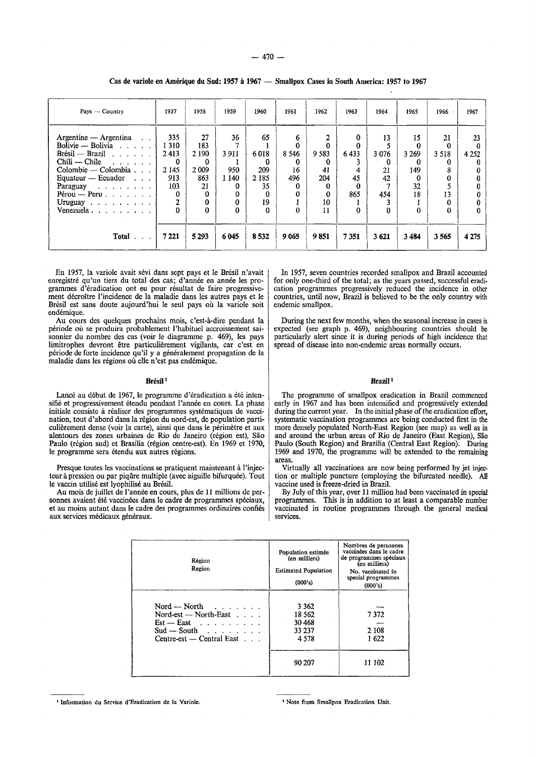**Cas de variole en Amérique du Sud: 1957 à 1967 — Smallpox Cases in South America: 1957 to 1967**

| Pays — Country | 1957 | 1958 | 1959 | 1960 | 1961 | 1962 | 1963 | 1964 | 1965 | 1966 | 1967 |
|---|---|---|---|---|---|---|---|---|---|---|---|
| Argentine — Argentina | 335 | 27 | 36 | 65 | 6 | 2 | 0 | 13 | 15 | 21 | 23 |
| Bolivie — Bolivia | 1 310 | 183 | 7 | 1 | 0 | 0 | 0 | 5 | 0 | 0 | 0 |
| Brésil — Brazil | 2 413 | 2 190 | 3 911 | 6 018 | 8 546 | 9 583 | 6 433 | 3 076 | 3 269 | 3 518 | 4 252 |
| Chili — Chile | 0 | 0 | 1 | 0 | 0 | 0 | 3 | 0 | 0 | 0 | 0 |
| Colombie — Colombia | 2 145 | 2 009 | 950 | 209 | 16 | 41 | 4 | 21 | 149 | 8 | 0 |
| Equateur — Ecuador | 913 | 863 | 1 140 | 2 185 | 496 | 204 | 45 | 42 | 0 | 0 | 0 |
| Paraguay | 103 | 21 | 0 | 35 | 0 | 0 | 0 | 7 | 32 | 5 | 0 |
| Pérou — Peru | 0 | 0 | 0 | 0 | 0 | 0 | 865 | 454 | 18 | 13 | 0 |
| Uruguay | 2 | 0 | 0 | 19 | 1 | 10 | 1 | 3 | 1 | 0 | 0 |
| Venezuela | 0 | 0 | 0 | 0 | 0 | 11 | 0 | 0 | 0 | 0 | 0 |
| Total | 7 221 | 5 293 | 6 045 | 8 532 | 9 065 | 9 851 | 7 351 | 3 621 | 3 484 | 3 565 | 4 275 |

En 1957, la variole avait sévi dans sept pays et le Brésil n'avait enregistré qu'un tiers du total des cas; d'année en année les programmes d'éradication ont eu pour résultat de faire progressivement décroître l'incidence de la maladie dans les autres pays et le Brésil est sans doute aujourd'hui le seul pays où la variole soit endémique.

Au cours des quelques prochains mois, c'est-à-dire pendant la période où se produira probablement l'habituel accroissement saisonnier du nombre des cas (voir le diagramme p. 469), les pays limitrophes devront être particulièrement vigilants, car c'est en période de forte incidence qu'il y a généralement propagation de la maladie dans les régions où elle n'est pas endémique.

In 1957, seven countries recorded smallpox and Brazil accounted for only one-third of the total; as the years passed, successful eradication programmes progressively reduced the incidence in other countries, until now, Brazil is believed to be the only country with endemic smallpox.

During the next few months, when the seasonal increase in cases is expected (see graph p. 469), neighbouring countries should be particularly alert since it is during periods of high incidence that spread of disease into non-endemic areas normally occurs.

### Brésil[1]

Lancé au début de 1967, le programme d'éradication a été intensifié et progressivement étendu pendant l'année en cours. La phase initiale consiste à réaliser des programmes systématiques de vaccination, tout d'abord dans la région du nord-est, de population particulièrement dense (voir la carte), ainsi que dans le périmètre et aux alentours des zones urbaines de Rio de Janeiro (région est), São Paulo (région sud) et Brasilia (région centre-est). En 1969 et 1970, le programme sera étendu aux autres régions.

Presque toutes les vaccinations se pratiquent maintenant à l'injecteur à pression ou par piqûre multiple (avec aiguille bifurquée). Tout le vaccin utilisé est lyophilisé au Brésil.

Au mois de juillet de l'année en cours, plus de 11 millions de personnes avaient été vaccinées dans le cadre de programmes spéciaux, et au moins autant dans le cadre des programmes ordinaires confiés aux services médicaux généraux.

### Brazil[1]

The programme of smallpox eradication in Brazil commenced early in 1967 and has been intensified and progressively extended during the current year. In the initial phase of the eradication effort, systematic vaccination programmes are being conducted first in the more densely populated North-East Region (see map) as well as in and around the urban areas of Rio de Janeiro (East Region), São Paulo (South Region) and Brazilia (Central East Region). During 1969 and 1970, the programme will be extended to the remaining areas.

Virtually all vaccinations are now being performed by jet injection or multiple puncture (employing the bifurcated needle). All vaccine used is freeze-dried in Brazil.

By July of this year, over 11 million had been vaccinated in special programmes. This is in addition to at least a comparable number vaccinated in routine programmes through the general medical services.

| Région / Region | Population estimée (en milliers) / Estimated Population (000's) | Nombres de personnes vaccinées dans le cadre de programmes spéciaux (en milliers) / No. vaccinated in special programmes (000's) |
|---|---|---|
| Nord — North | 3 362 | — |
| Nord-est — North-East | 18 562 | 7 372 |
| Est — East | 30 468 | — |
| Sud — South | 33 237 | 2 108 |
| Centre-est — Central East | 4 578 | 1 622 |
| | 90 207 | 11 102 |

[1] Information du Service d'Eradication de la Variole.

[1] Note from Smallpox Eradication Unit.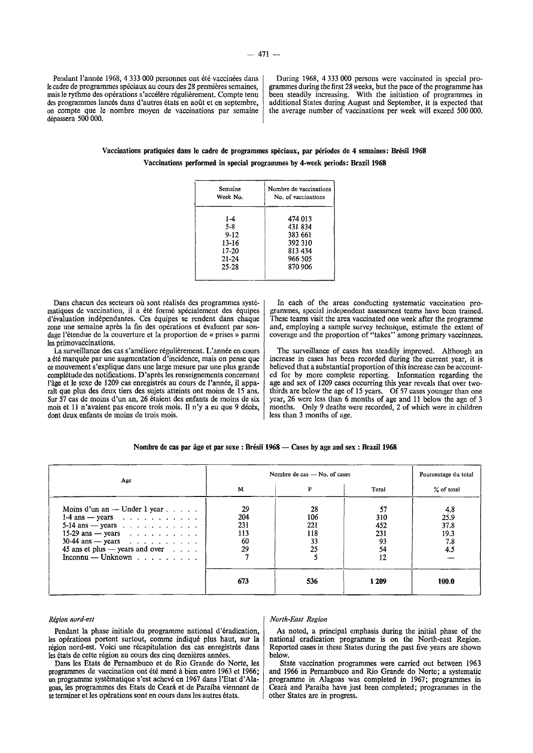Pendant l'année 1968, 4 333 000 personnes ont été vaccinées dans le cadre de programmes spéciaux au cours des 28 premières semaines, mais le rythme des opérations s'accélère régulièrement. Compte tenu des programmes lancés dans d'autres états en août et en septembre, on compte que le nombre moyen de vaccinations par semaine dépassera 500 000.

During 1968, 4 333 000 persons were vaccinated in special programmes during the first 28 weeks, but the pace of the programme has been steadily increasing. With the initiation of programmes in additional States during August and September, it is expected that the average number of vaccinations per week will exceed 500 000.

**Vaccinations pratiquées dans le cadre de programmes spéciaux, par périodes de 4 semaines: Brésil 1968**

**Vaccinations performed in special programmes by 4-week periods: Brazil 1968**

| Semaine<br>Week No. | Nombre de vaccinations<br>No. of vaccinations |
|---|---|
| 1-4 | 474 013 |
| 5-8 | 431 834 |
| 9-12 | 383 661 |
| 13-16 | 392 310 |
| 17-20 | 813 434 |
| 21-24 | 966 505 |
| 25-28 | 870 906 |

Dans chacun des secteurs où sont réalisés des programmes systématiques de vaccination, il a été formé spécialement des équipes d'évaluation indépendantes. Ces équipes se rendent dans chaque zone une semaine après la fin des opérations et évaluent par sondage l'étendue de la couverture et la proportion de « prises » parmi les primovaccinations.

La surveillance des cas s'améliore régulièrement. L'année en cours a été marquée par une augmentation d'incidence, mais on pense que ce mouvement s'explique dans une large mesure par une plus grande complétude des notifications. D'après les renseignements concernant l'âge et le sexe de 1209 cas enregistrés au cours de l'année, il apparaît que plus des deux tiers des sujets atteints ont moins de 15 ans. Sur 57 cas de moins d'un an, 26 étaient des enfants de moins de six mois et 11 n'avaient pas encore trois mois. Il n'y a eu que 9 décès, dont deux enfants de moins de trois mois.

In each of the areas conducting systematic vaccination programmes, special independent assessment teams have been trained. These teams visit the area vaccinated one week after the programme and, employing a sample survey technique, estimate the extent of coverage and the proportion of "takes" among primary vaccinees.

The surveillance of cases has steadily improved. Although an increase in cases has been recorded during the current year, it is believed that a substantial proportion of this increase can be accounted for by more complete reporting. Information regarding the age and sex of 1209 cases occurring this year reveals that over two-thirds are below the age of 15 years. Of 57 cases younger than one year, 26 were less than 6 months of age and 11 below the age of 3 months. Only 9 deaths were recorded, 2 of which were in children less than 3 months of age.

**Nombre de cas par âge et par sexe : Brésil 1968 — Cases by age and sex : Brazil 1968**

| Age | Nombre de cas — No. of cases | | | Pourcentage du total |
|---|---|---|---|---|
| | M | F | Total | % of total |
| Moins d'un an — Under 1 year | 29 | 28 | 57 | 4.8 |
| 1-4 ans — years | 204 | 106 | 310 | 25.9 |
| 5-14 ans — years | 231 | 221 | 452 | 37.8 |
| 15-29 ans — years | 113 | 118 | 231 | 19.3 |
| 30-44 ans — years | 60 | 33 | 93 | 7.8 |
| 45 ans et plus — years and over | 29 | 25 | 54 | 4.5 |
| Inconnu — Unknown | 7 | 5 | 12 | — |
| | **673** | **536** | **1 209** | **100.0** |

*Région nord-est*

Pendant la phase initiale du programme national d'éradication, les opérations portent surtout, comme indiqué plus haut, sur la région nord-est. Voici une récapitulation des cas enregistrés dans les états de cette région au cours des cinq dernières années.

Dans les Etats de Pernambuco et de Rio Grande do Norte, les programmes de vaccination ont été mené à bien entre 1963 et 1966; un programme systématique s'est achevé en 1967 dans l'Etat d'Alagoas, les programmes des Etats de Ceará et de Paraíba viennent de se terminer et les opérations sont en cours dans les autres états.

*North-East Region*

As noted, a principal emphasis during the initial phase of the national eradication programme is on the North-east Region. Reported cases in these States during the past five years are shown below.

State vaccination programmes were carried out between 1963 and 1966 in Pernambuco and Rio Grande do Norte; a systematic programme in Alagoas was completed in 1967; programmes in Ceará and Paraíba have just been completed; programmes in the other States are in progress.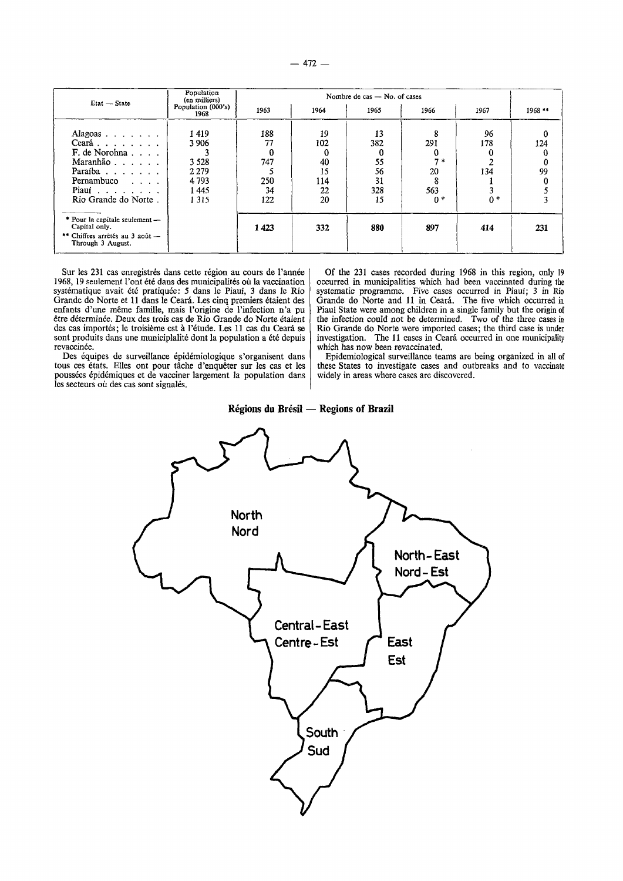| Etat — State | Population (en milliers) Population (000's) 1968 | Nombre de cas — No. of cases | | | | | |
|---|---|---|---|---|---|---|---|
| | | 1963 | 1964 | 1965 | 1966 | 1967 | 1968 ** |
| Alagoas | 1 419 | 188 | 19 | 13 | 8 | 96 | 0 |
| Ceará | 3 906 | 77 | 102 | 382 | 291 | 178 | 124 |
| F. de Norohna | 3 | 0 | 0 | 0 | 0 | 0 | 0 |
| Maranhão | 3 528 | 747 | 40 | 55 | 7 * | 2 | 0 |
| Paraíba | 2 279 | 5 | 15 | 56 | 20 | 134 | 99 |
| Pernambuco | 4 793 | 250 | 114 | 31 | 8 | 1 | 0 |
| Piauí | 1 445 | 34 | 22 | 328 | 563 | 3 | 5 |
| Rio Grande do Norte | 1 315 | 122 | 20 | 15 | 0 * | 0 * | 3 |
| * Pour la capitale seulement — Capital only. ** Chiffres arrêtés au 3 août — Through 3 August. | | **1 423** | **332** | **880** | **897** | **414** | **231** |

Sur les 231 cas enregistrés dans cette région au cours de l'année 1968, 19 seulement l'ont été dans des municipalités où la vaccination systématique avait été pratiquée: 5 dans le Piauí, 3 dans le Rio Grande do Norte et 11 dans le Ceará. Les cinq premiers étaient des enfants d'une même famille, mais l'origine de l'infection n'a pu être déterminée. Deux des trois cas de Rio Grande do Norte étaient des cas importés; le troisième est à l'étude. Les 11 cas du Ceará se sont produits dans une municiplalité dont la population a été depuis revaccinée.

Des équipes de surveillance épidémiologique s'organisent dans tous ces états. Elles ont pour tâche d'enquêter sur les cas et les poussées épidémiques et de vacciner largement la population dans les secteurs où des cas sont signalés.

Of the 231 cases recorded during 1968 in this region, only 19 occurred in municipalities which had been vaccinated during the systematic programme. Five cases occurred in Piauí; 3 in Rio Grande do Norte and 11 in Ceará. The five which occurred in Piauí State were among children in a single family but the origin of the infection could not be determined. Two of the three cases in Rio Grande do Norte were imported cases; the third case is under investigation. The 11 cases in Ceará occurred in one municipality which has now been revaccinated.

Epidemiological surveillance teams are being organized in all of these States to investigate cases and outbreaks and to vaccinate widely in areas where cases are discovered.

**Régions du Brésil — Regions of Brazil**

North
Nord

North-East
Nord-Est

Central-East
Centre-Est

East
Est

South
Sud